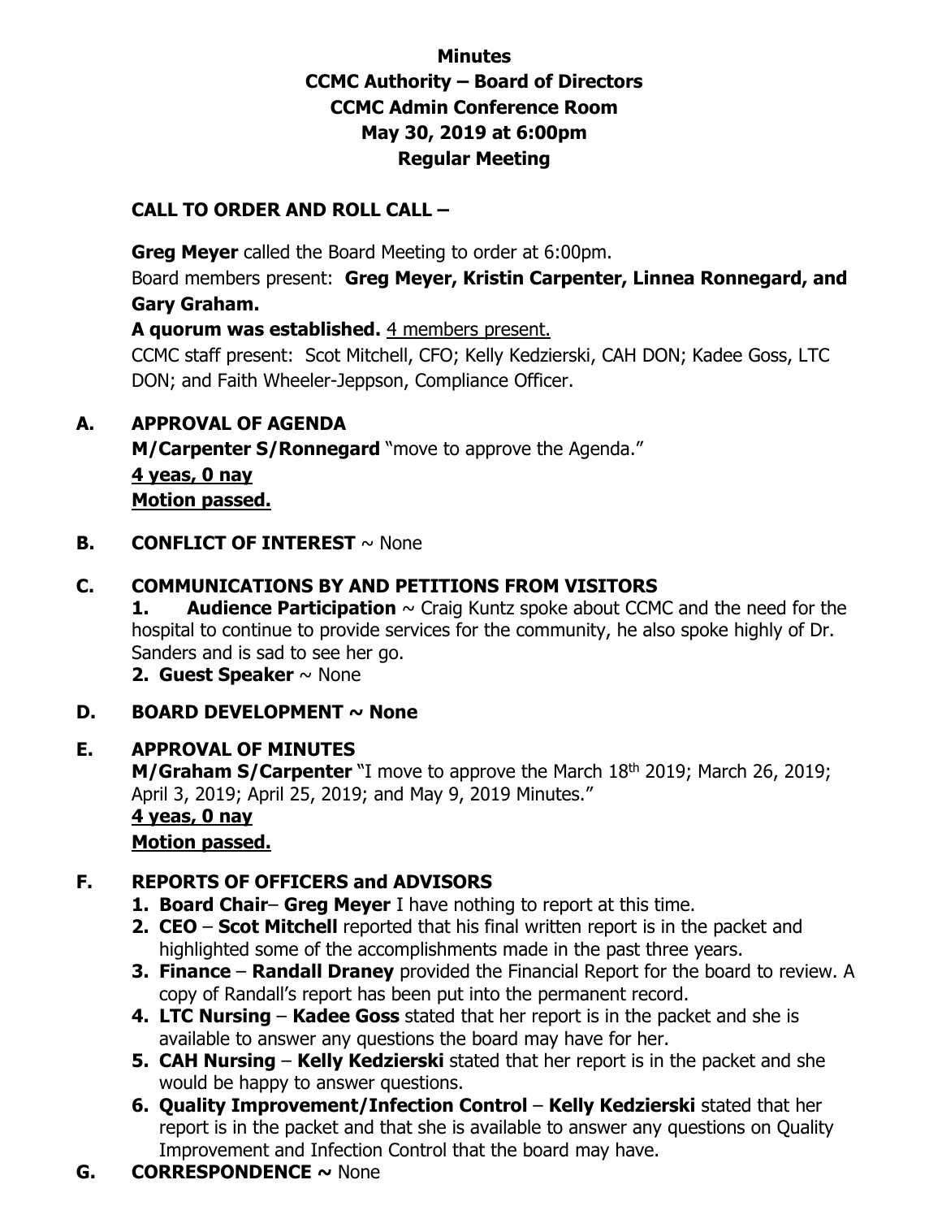# Minutes
# CCMC Authority – Board of Directors
## CCMC Admin Conference Room
## May 30, 2019 at 6:00pm
## Regular Meeting

### CALL TO ORDER AND ROLL CALL –

**Greg Meyer** called the Board Meeting to order at 6:00pm.

Board members present: **Greg Meyer, Kristin Carpenter, Linnea Ronnegard, and Gary Graham.**

**A quorum was established.** 4 members present.

CCMC staff present: Scot Mitchell, CFO; Kelly Kedzierski, CAH DON; Kadee Goss, LTC DON; and Faith Wheeler-Jeppson, Compliance Officer.

### A. APPROVAL OF AGENDA

**M/Carpenter S/Ronnegard** "move to approve the Agenda."

**4 yeas, 0 nay**

**Motion passed.**

### B. CONFLICT OF INTEREST ~ None

### C. COMMUNICATIONS BY AND PETITIONS FROM VISITORS

**1. Audience Participation** ~ Craig Kuntz spoke about CCMC and the need for the hospital to continue to provide services for the community, he also spoke highly of Dr. Sanders and is sad to see her go.

**2. Guest Speaker** ~ None

### D. BOARD DEVELOPMENT ~ None

### E. APPROVAL OF MINUTES

**M/Graham S/Carpenter** "I move to approve the March 18th 2019; March 26, 2019; April 3, 2019; April 25, 2019; and May 9, 2019 Minutes."

**4 yeas, 0 nay**

**Motion passed.**

### F. REPORTS OF OFFICERS and ADVISORS

1. **Board Chair**– **Greg Meyer** I have nothing to report at this time.
2. **CEO** – **Scot Mitchell** reported that his final written report is in the packet and highlighted some of the accomplishments made in the past three years.
3. **Finance** – **Randall Draney** provided the Financial Report for the board to review. A copy of Randall's report has been put into the permanent record.
4. **LTC Nursing** – **Kadee Goss** stated that her report is in the packet and she is available to answer any questions the board may have for her.
5. **CAH Nursing** – **Kelly Kedzierski** stated that her report is in the packet and she would be happy to answer questions.
6. **Quality Improvement/Infection Control** – **Kelly Kedzierski** stated that her report is in the packet and that she is available to answer any questions on Quality Improvement and Infection Control that the board may have.

### G. CORRESPONDENCE ~ None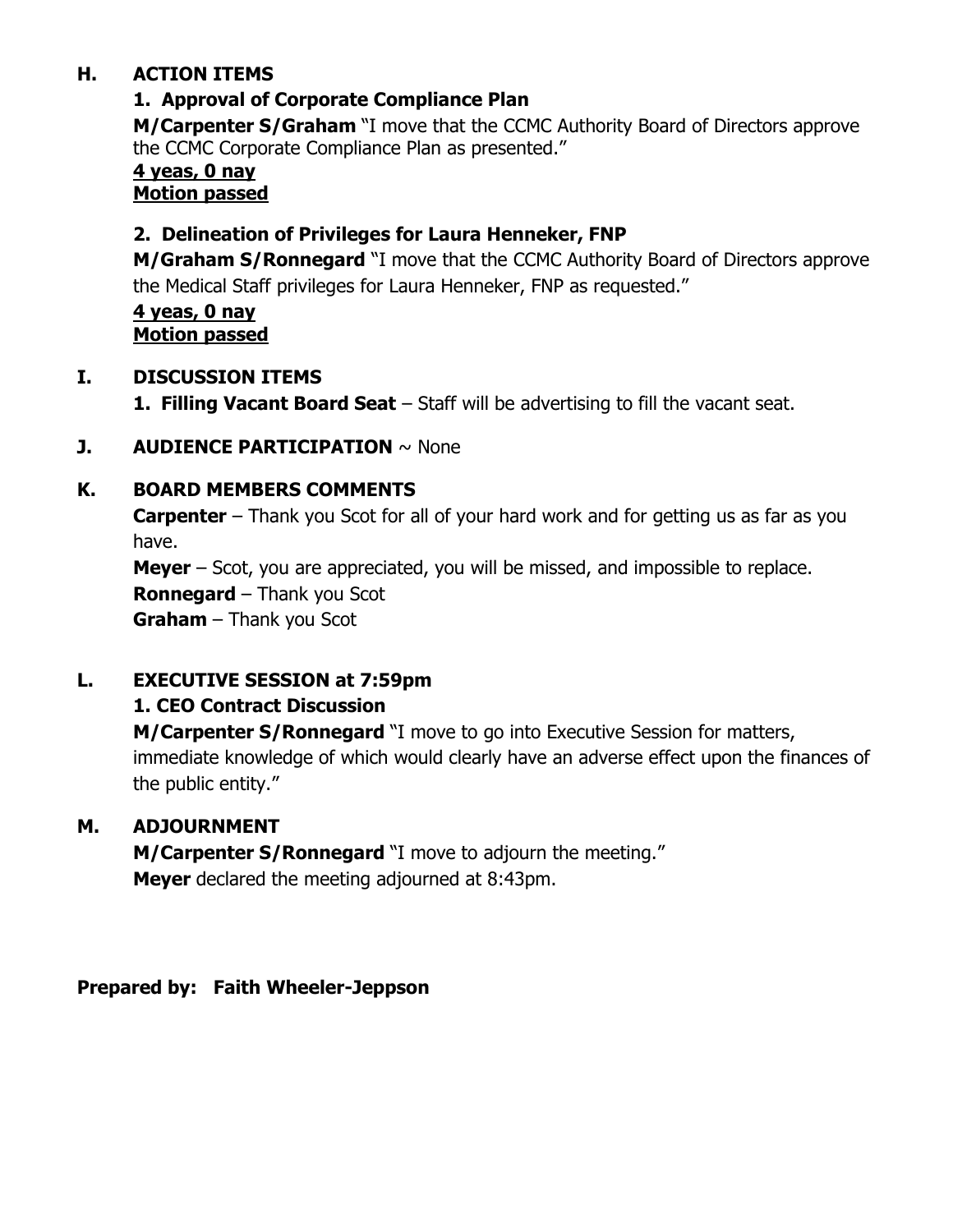## H. ACTION ITEMS

### 1. Approval of Corporate Compliance Plan

**M/Carpenter S/Graham** "I move that the CCMC Authority Board of Directors approve the CCMC Corporate Compliance Plan as presented."

**4 yeas, 0 nay**
**Motion passed**

### 2. Delineation of Privileges for Laura Henneker, FNP

**M/Graham S/Ronnegard** "I move that the CCMC Authority Board of Directors approve the Medical Staff privileges for Laura Henneker, FNP as requested."

**4 yeas, 0 nay**
**Motion passed**

## I. DISCUSSION ITEMS

**1. Filling Vacant Board Seat** – Staff will be advertising to fill the vacant seat.

## J. AUDIENCE PARTICIPATION ~ None

## K. BOARD MEMBERS COMMENTS

**Carpenter** – Thank you Scot for all of your hard work and for getting us as far as you have.

**Meyer** – Scot, you are appreciated, you will be missed, and impossible to replace.

**Ronnegard** – Thank you Scot

**Graham** – Thank you Scot

## L. EXECUTIVE SESSION at 7:59pm

### 1. CEO Contract Discussion

**M/Carpenter S/Ronnegard** "I move to go into Executive Session for matters, immediate knowledge of which would clearly have an adverse effect upon the finances of the public entity."

## M. ADJOURNMENT

**M/Carpenter S/Ronnegard** "I move to adjourn the meeting."

**Meyer** declared the meeting adjourned at 8:43pm.

**Prepared by: Faith Wheeler-Jeppson**